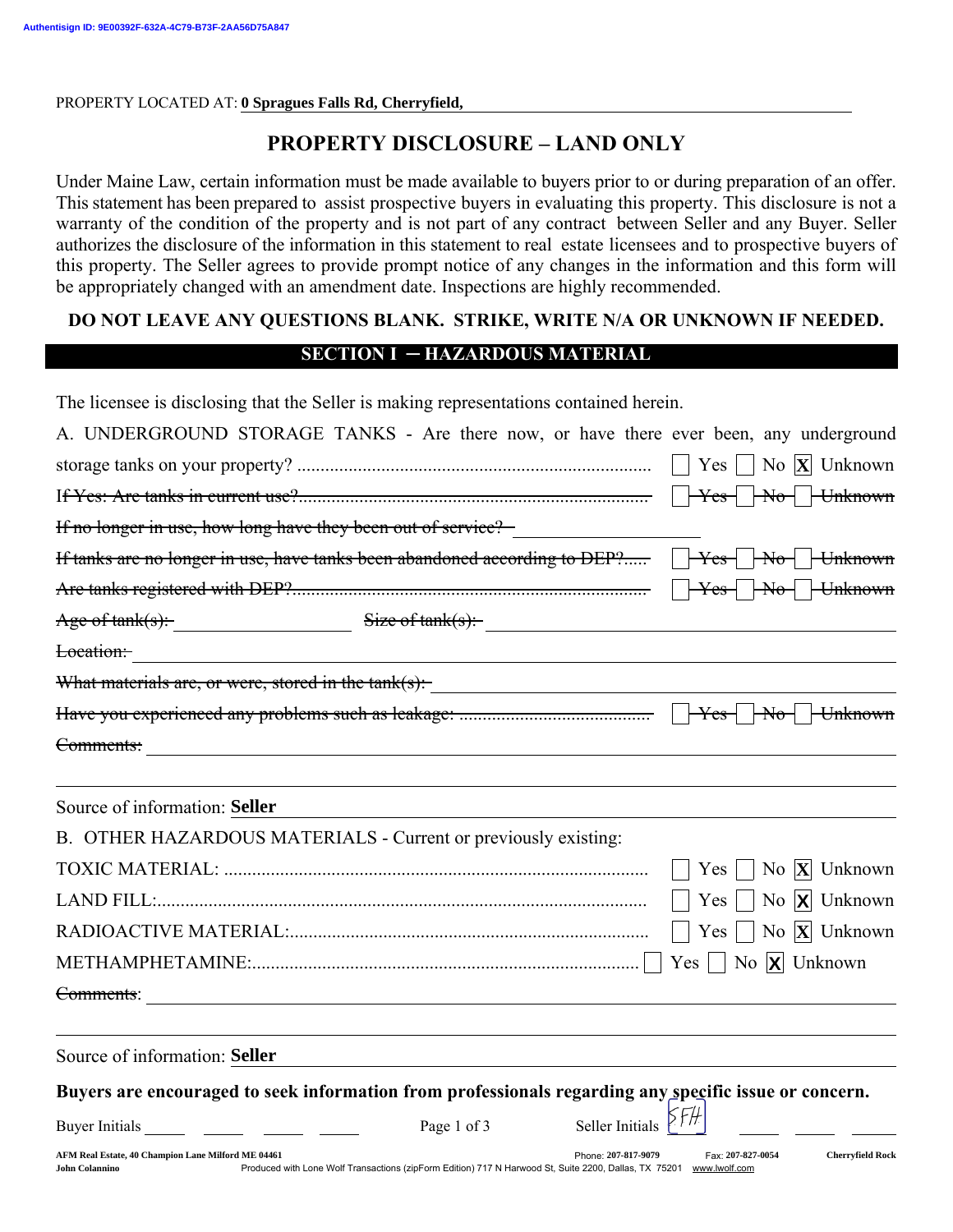PROPERTY LOCATED AT: **0 Spragues Falls Rd, Cherryfield,**

# PROPERTY DISCLOSURE – LAND ONLY

Under Maine Law, certain information must be made available to buyers prior to or during preparation of an offer. This statement has been prepared to assist prospective buyers in evaluating this property. This disclosure is not a warranty of the condition of the property and is not part of any contract between Seller and any Buyer. Seller authorizes the disclosure of the information in this statement to real estate licensees and to prospective buyers of this property. The Seller agrees to provide prompt notice of any changes in the information and this form will be appropriately changed with an amendment date. Inspections are highly recommended.

**DO NOT LEAVE ANY QUESTIONS BLANK. STRIKE, WRITE N/A OR UNKNOWN IF NEEDED.**

## SECTION I – HAZARDOUS MATERIAL

The licensee is disclosing that the Seller is making representations contained herein.

A. UNDERGROUND STORAGE TANKS - Are there now, or have there ever been, any underground storage tanks on your property? ☐ Yes ☐ No ☒ Unknown

~~If Yes: Are tanks in current use? ☐ Yes ☐ No ☐ Unknown~~

~~If no longer in use, how long have they been out of service?~~

~~If tanks are no longer in use, have tanks been abandoned according to DEP? ☐ Yes ☐ No ☐ Unknown~~

~~Are tanks registered with DEP? ☐ Yes ☐ No ☐ Unknown~~

~~Age of tank(s):~~ ~~Size of tank(s):~~

~~Location:~~

~~What materials are, or were, stored in the tank(s):~~

~~Have you experienced any problems such as leakage: ☐ Yes ☐ No ☐ Unknown~~

~~Comments:~~

Source of information: **Seller**

B. OTHER HAZARDOUS MATERIALS - Current or previously existing:

TOXIC MATERIAL: ☐ Yes ☐ No ☒ Unknown

LAND FILL: ☐ Yes ☐ No ☒ Unknown

RADIOACTIVE MATERIAL: ☐ Yes ☐ No ☒ Unknown

METHAMPHETAMINE: ☐ Yes ☐ No ☒ Unknown

~~Comments~~:

Source of information: **Seller**

**Buyers are encouraged to seek information from professionals regarding any specific issue or concern.**

Buyer Initials \_\_\_\_ \_\_\_\_ \_\_\_\_ \_\_\_\_ Seller Initials SFH \_\_\_\_ \_\_\_\_ \_\_\_\_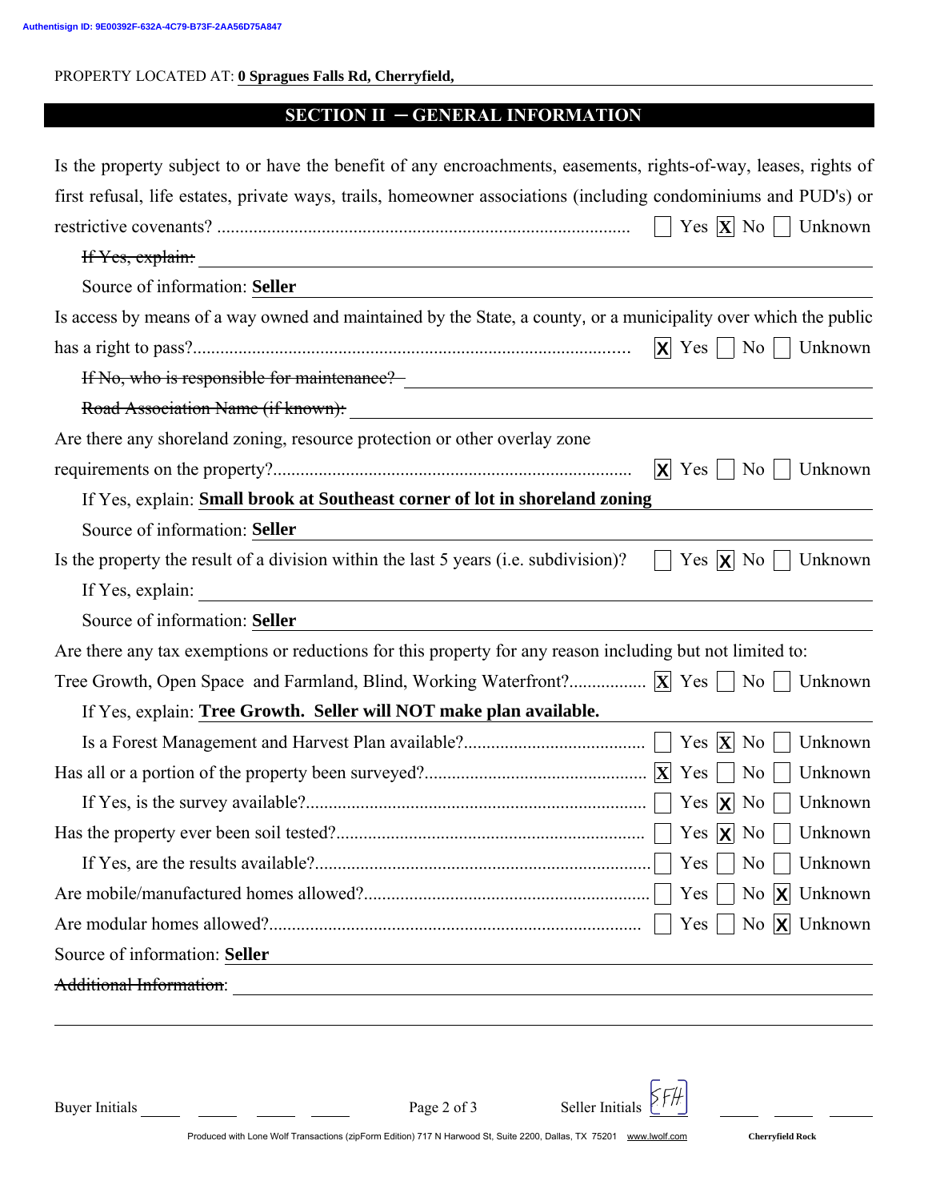Authentisign ID: 9E00392F-632A-4C79-B73F-2AA56D75A847

PROPERTY LOCATED AT: **0 Spragues Falls Rd, Cherryfield,**

## SECTION II – GENERAL INFORMATION

Is the property subject to or have the benefit of any encroachments, easements, rights-of-way, leases, rights of first refusal, life estates, private ways, trails, homeowner associations (including condominiums and PUD's) or restrictive covenants? .......... ☐ Yes ☒ No ☐ Unknown

~~If Yes, explain:~~

Source of information: **Seller**

Is access by means of a way owned and maintained by the State, a county, or a municipality over which the public has a right to pass?.......... ☒ Yes ☐ No ☐ Unknown

~~If No, who is responsible for maintenance?~~

~~Road Association Name (if known):~~

Are there any shoreland zoning, resource protection or other overlay zone requirements on the property?.......... ☒ Yes ☐ No ☐ Unknown

If Yes, explain: **Small brook at Southeast corner of lot in shoreland zoning**

Source of information: **Seller**

Is the property the result of a division within the last 5 years (i.e. subdivision)? ☐ Yes ☒ No ☐ Unknown

If Yes, explain:

Source of information: **Seller**

Are there any tax exemptions or reductions for this property for any reason including but not limited to: Tree Growth, Open Space and Farmland, Blind, Working Waterfront?.......... ☒ Yes ☐ No ☐ Unknown

If Yes, explain: **Tree Growth. Seller will NOT make plan available.**

Is a Forest Management and Harvest Plan available?.......... ☐ Yes ☒ No ☐ Unknown

Has all or a portion of the property been surveyed?.......... ☒ Yes ☐ No ☐ Unknown

If Yes, is the survey available?.......... ☐ Yes ☒ No ☐ Unknown

Has the property ever been soil tested?.......... ☐ Yes ☒ No ☐ Unknown

If Yes, are the results available?.......... ☐ Yes ☐ No ☐ Unknown

Are mobile/manufactured homes allowed?.......... ☐ Yes ☐ No ☒ Unknown

Are modular homes allowed?.......... ☐ Yes ☐ No ☒ Unknown

Source of information: **Seller**

~~Additional Information~~:

Buyer Initials ____ ____ ____ ____ Seller Initials SFH ____ ____ ____

Produced with Lone Wolf Transactions (zipForm Edition) 717 N Harwood St, Suite 2200, Dallas, TX 75201 www.lwolf.com Cherryfield Rock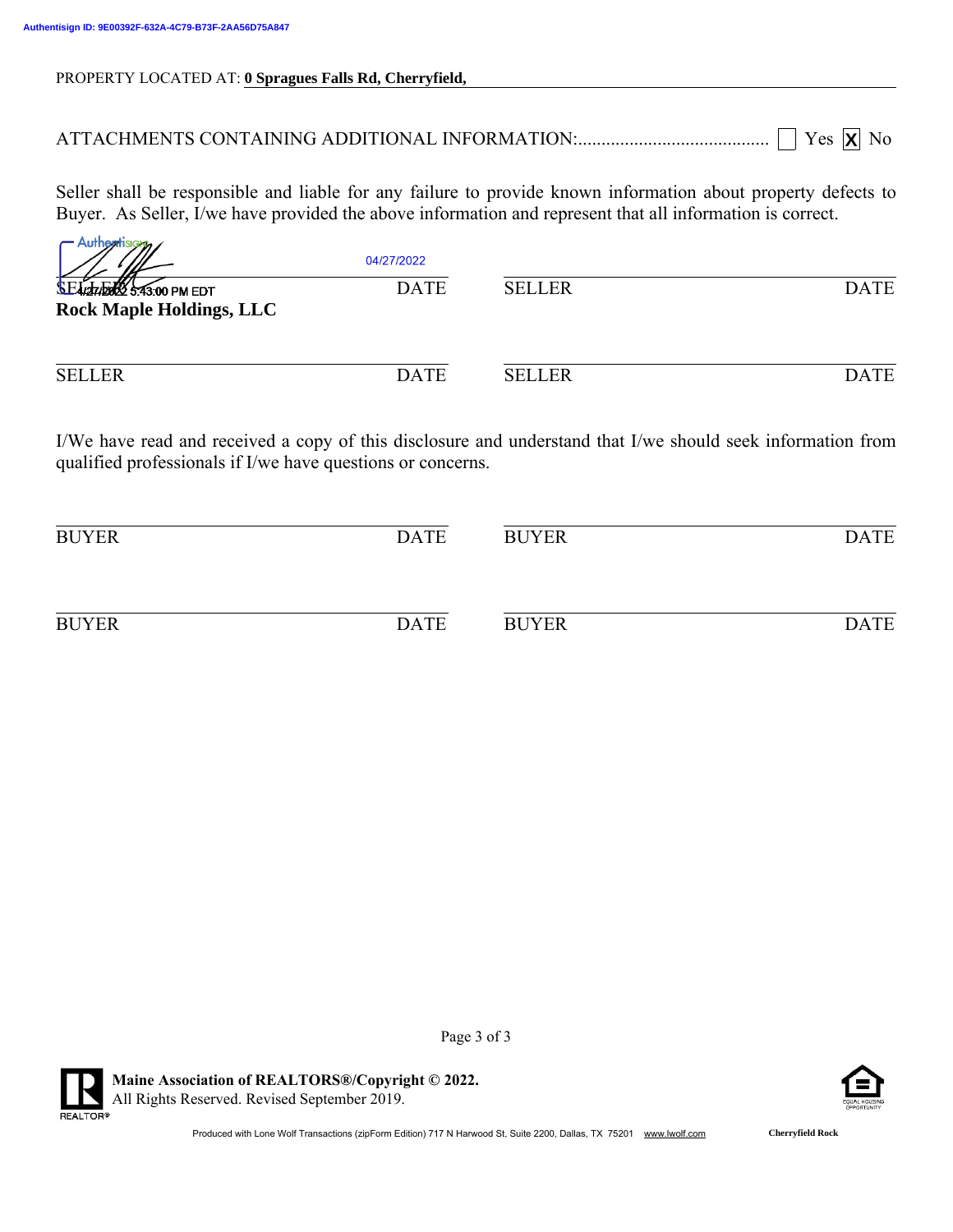Authentisign ID: 9E00392F-632A-4C79-B73F-2AA56D75A847

PROPERTY LOCATED AT: **0 Spragues Falls Rd, Cherryfield,**

ATTACHMENTS CONTAINING ADDITIONAL INFORMATION:........................................ ☐ Yes ☒ No

Seller shall be responsible and liable for any failure to provide known information about property defects to Buyer. As Seller, I/we have provided the above information and represent that all information is correct.

| | | | |
|---|---|---|---|
| SELLER 4/27/2022 5:43:00 PM EDT **Rock Maple Holdings, LLC** | DATE 04/27/2022 | SELLER | DATE |
| SELLER | DATE | SELLER | DATE |

I/We have read and received a copy of this disclosure and understand that I/we should seek information from qualified professionals if I/we have questions or concerns.

| | | | |
|---|---|---|---|
| BUYER | DATE | BUYER | DATE |
| BUYER | DATE | BUYER | DATE |

**Maine Association of REALTORS®/Copyright © 2022.**
All Rights Reserved. Revised September 2019.

Produced with Lone Wolf Transactions (zipForm Edition) 717 N Harwood St, Suite 2200, Dallas, TX 75201 www.lwolf.com **Cherryfield Rock**